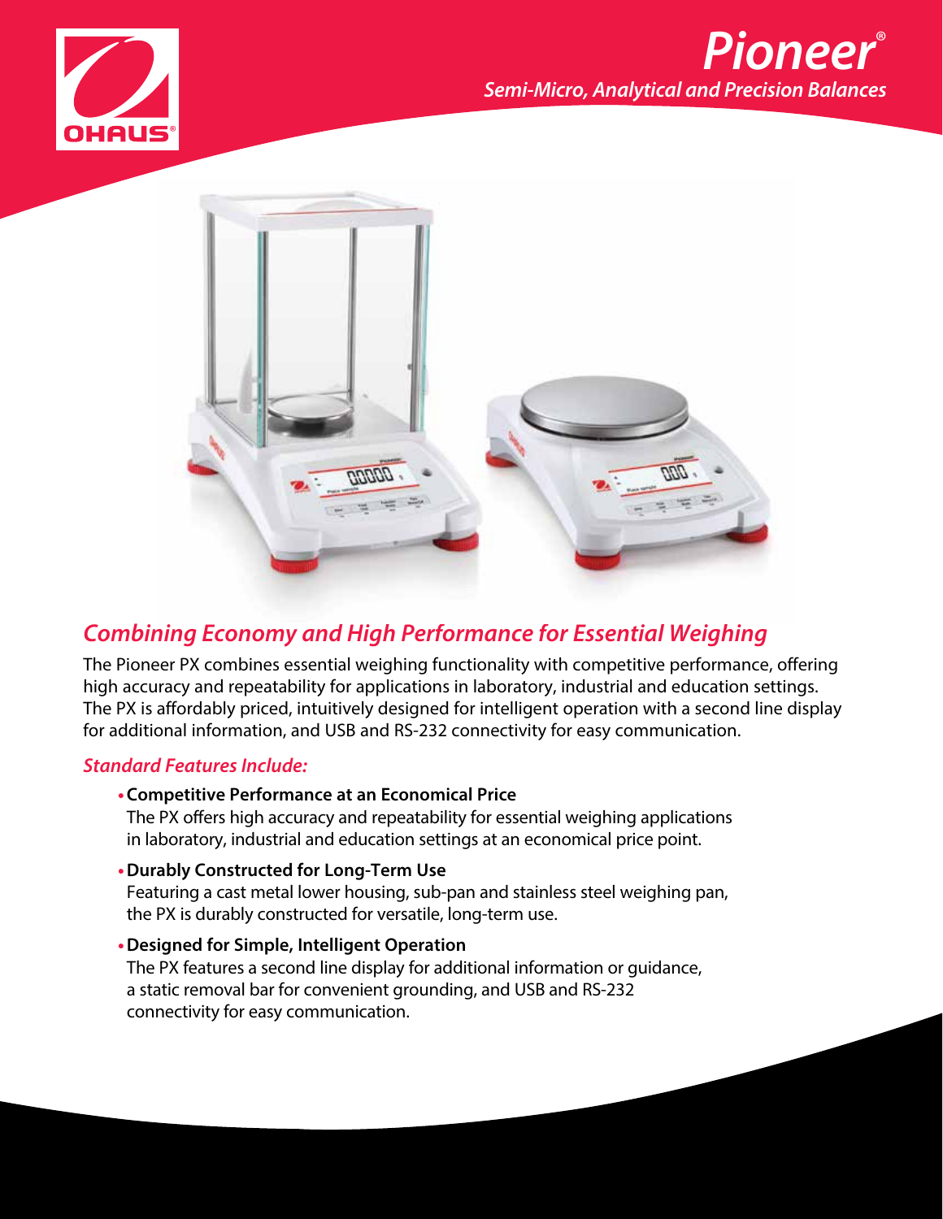OHAUS®

# Pioneer®

## *Semi-Micro, Analytical and Precision Balances*

## *Combining Economy and High Performance for Essential Weighing*

The Pioneer PX combines essential weighing functionality with competitive performance, offering high accuracy and repeatability for applications in laboratory, industrial and education settings. The PX is affordably priced, intuitively designed for intelligent operation with a second line display for additional information, and USB and RS-232 connectivity for easy communication.

### *Standard Features Include:*

- **Competitive Performance at an Economical Price**
  The PX offers high accuracy and repeatability for essential weighing applications in laboratory, industrial and education settings at an economical price point.
- **Durably Constructed for Long-Term Use**
  Featuring a cast metal lower housing, sub-pan and stainless steel weighing pan, the PX is durably constructed for versatile, long-term use.
- **Designed for Simple, Intelligent Operation**
  The PX features a second line display for additional information or guidance, a static removal bar for convenient grounding, and USB and RS-232 connectivity for easy communication.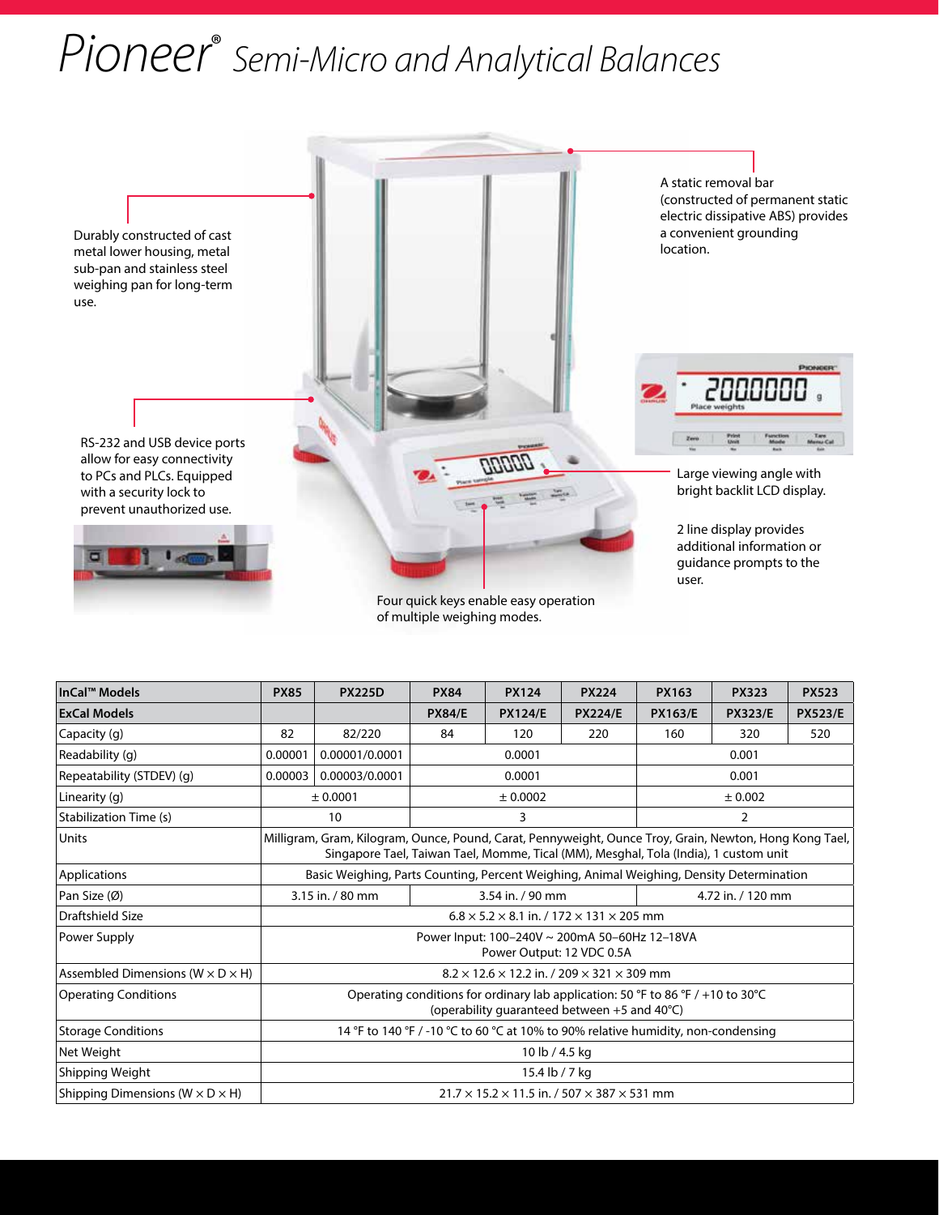# Pioneer® *Semi-Micro and Analytical Balances*

Durably constructed of cast metal lower housing, metal sub-pan and stainless steel weighing pan for long-term use.

A static removal bar (constructed of permanent static electric dissipative ABS) provides a convenient grounding location.

RS-232 and USB device ports allow for easy connectivity to PCs and PLCs. Equipped with a security lock to prevent unauthorized use.

Large viewing angle with bright backlit LCD display.

2 line display provides additional information or guidance prompts to the user.

Four quick keys enable easy operation of multiple weighing modes.

| InCal™ Models | PX85 | PX225D | PX84 | PX124 | PX224 | PX163 | PX323 | PX523 |
|---|---|---|---|---|---|---|---|---|
| ExCal Models | | | PX84/E | PX124/E | PX224/E | PX163/E | PX323/E | PX523/E |
| Capacity (g) | 82 | 82/220 | 84 | 120 | 220 | 160 | 320 | 520 |
| Readability (g) | 0.00001 | 0.00001/0.0001 | 0.0001 | | | 0.001 | | |
| Repeatability (STDEV) (g) | 0.00003 | 0.00003/0.0001 | 0.0001 | | | 0.001 | | |
| Linearity (g) | ± 0.0001 | | ± 0.0002 | | | ± 0.002 | | |
| Stabilization Time (s) | 10 | | 3 | | | 2 | | |
| Units | Milligram, Gram, Kilogram, Ounce, Pound, Carat, Pennyweight, Ounce Troy, Grain, Newton, Hong Kong Tael, Singapore Tael, Taiwan Tael, Momme, Tical (MM), Mesghal, Tola (India), 1 custom unit | | | | | | | |
| Applications | Basic Weighing, Parts Counting, Percent Weighing, Animal Weighing, Density Determination | | | | | | | |
| Pan Size (Ø) | 3.15 in. / 80 mm | | 3.54 in. / 90 mm | | | 4.72 in. / 120 mm | | |
| Draftshield Size | 6.8 × 5.2 × 8.1 in. / 172 × 131 × 205 mm | | | | | | | |
| Power Supply | Power Input: 100–240V ~ 200mA 50–60Hz 12–18VA<br>Power Output: 12 VDC 0.5A | | | | | | | |
| Assembled Dimensions (W × D × H) | 8.2 × 12.6 × 12.2 in. / 209 × 321 × 309 mm | | | | | | | |
| Operating Conditions | Operating conditions for ordinary lab application: 50 °F to 86 °F / +10 to 30°C (operability guaranteed between +5 and 40°C) | | | | | | | |
| Storage Conditions | 14 °F to 140 °F / -10 °C to 60 °C at 10% to 90% relative humidity, non-condensing | | | | | | | |
| Net Weight | 10 lb / 4.5 kg | | | | | | | |
| Shipping Weight | 15.4 lb / 7 kg | | | | | | | |
| Shipping Dimensions (W × D × H) | 21.7 × 15.2 × 11.5 in. / 507 × 387 × 531 mm | | | | | | | |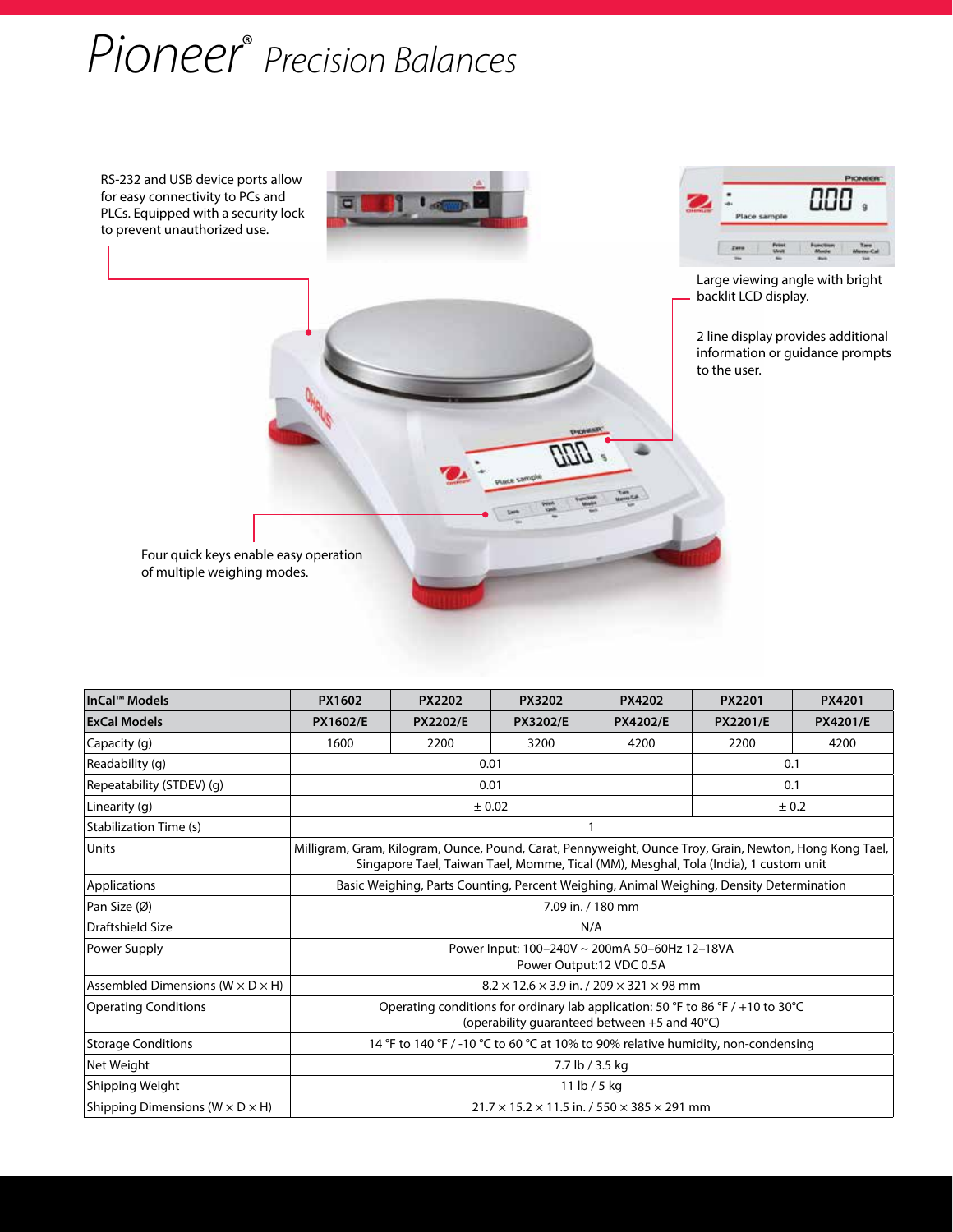# Pioneer® Precision Balances

RS-232 and USB device ports allow for easy connectivity to PCs and PLCs. Equipped with a security lock to prevent unauthorized use.

Large viewing angle with bright backlit LCD display.

2 line display provides additional information or guidance prompts to the user.

Four quick keys enable easy operation of multiple weighing modes.

| **InCal™ Models** | **PX1602** | **PX2202** | **PX3202** | **PX4202** | **PX2201** | **PX4201** |
|---|---|---|---|---|---|---|
| **ExCal Models** | **PX1602/E** | **PX2202/E** | **PX3202/E** | **PX4202/E** | **PX2201/E** | **PX4201/E** |
| Capacity (g) | 1600 | 2200 | 3200 | 4200 | 2200 | 4200 |
| Readability (g) | 0.01 | | | | 0.1 | |
| Repeatability (STDEV) (g) | 0.01 | | | | 0.1 | |
| Linearity (g) | ± 0.02 | | | | ± 0.2 | |
| Stabilization Time (s) | 1 | | | | | |
| Units | Milligram, Gram, Kilogram, Ounce, Pound, Carat, Pennyweight, Ounce Troy, Grain, Newton, Hong Kong Tael, Singapore Tael, Taiwan Tael, Momme, Tical (MM), Mesghal, Tola (India), 1 custom unit | | | | | |
| Applications | Basic Weighing, Parts Counting, Percent Weighing, Animal Weighing, Density Determination | | | | | |
| Pan Size (Ø) | 7.09 in. / 180 mm | | | | | |
| Draftshield Size | N/A | | | | | |
| Power Supply | Power Input: 100–240V ~ 200mA 50–60Hz 12–18VA<br>Power Output:12 VDC 0.5A | | | | | |
| Assembled Dimensions (W × D × H) | 8.2 × 12.6 × 3.9 in. / 209 × 321 × 98 mm | | | | | |
| Operating Conditions | Operating conditions for ordinary lab application: 50 °F to 86 °F / +10 to 30°C<br>(operability guaranteed between +5 and 40°C) | | | | | |
| Storage Conditions | 14 °F to 140 °F / -10 °C to 60 °C at 10% to 90% relative humidity, non-condensing | | | | | |
| Net Weight | 7.7 lb / 3.5 kg | | | | | |
| Shipping Weight | 11 lb / 5 kg | | | | | |
| Shipping Dimensions (W × D × H) | 21.7 × 15.2 × 11.5 in. / 550 × 385 × 291 mm | | | | | |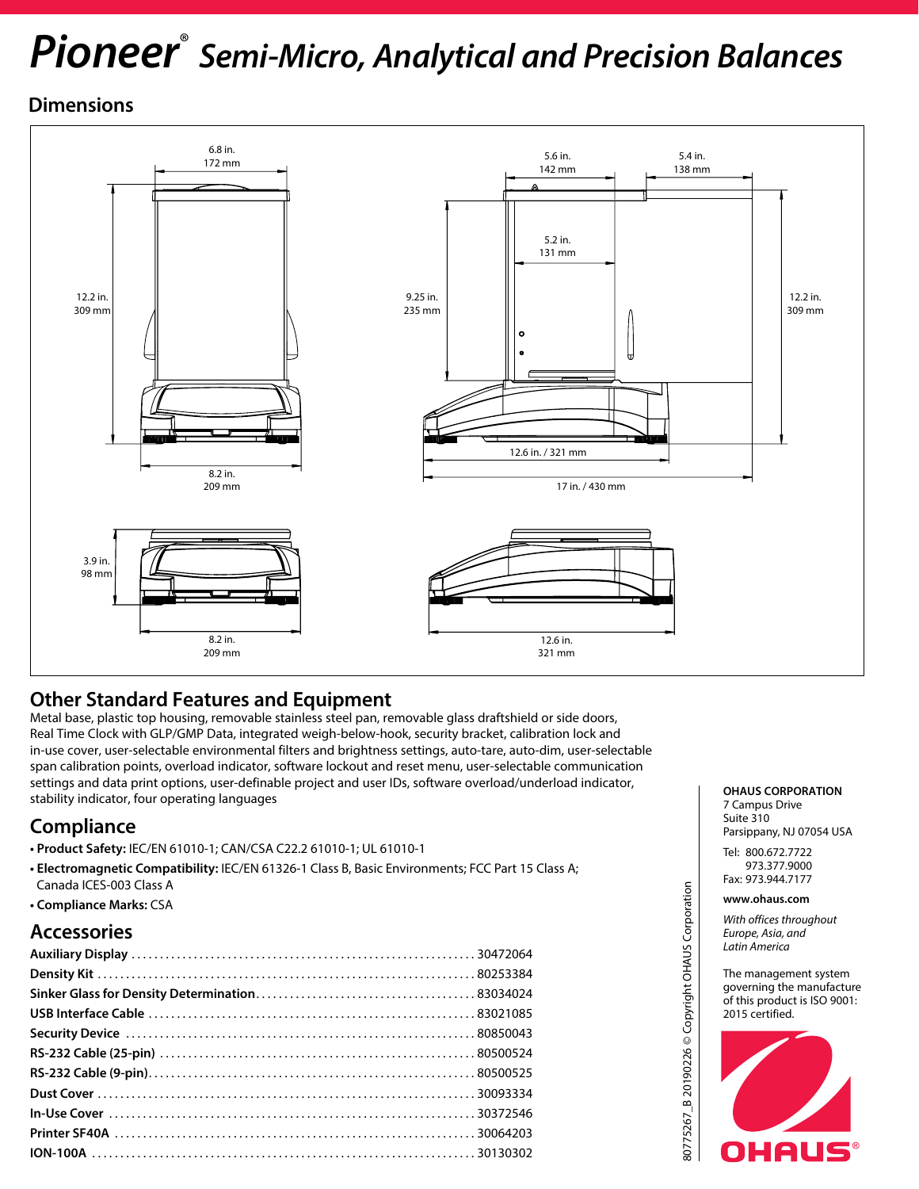# Pioneer® Semi-Micro, Analytical and Precision Balances

## Dimensions

6.8 in.
172 mm

5.6 in.
142 mm

5.4 in.
138 mm

5.2 in.
131 mm

12.2 in.
309 mm

9.25 in.
235 mm

12.2 in.
309 mm

8.2 in.
209 mm

12.6 in. / 321 mm

17 in. / 430 mm

3.9 in.
98 mm

8.2 in.
209 mm

12.6 in.
321 mm

## Other Standard Features and Equipment

Metal base, plastic top housing, removable stainless steel pan, removable glass draftshield or side doors, Real Time Clock with GLP/GMP Data, integrated weigh-below-hook, security bracket, calibration lock and in-use cover, user-selectable environmental filters and brightness settings, auto-tare, auto-dim, user-selectable span calibration points, overload indicator, software lockout and reset menu, user-selectable communication settings and data print options, user-definable project and user IDs, software overload/underload indicator, stability indicator, four operating languages

## Compliance

- **Product Safety:** IEC/EN 61010-1; CAN/CSA C22.2 61010-1; UL 61010-1
- **Electromagnetic Compatibility:** IEC/EN 61326-1 Class B, Basic Environments; FCC Part 15 Class A; Canada ICES-003 Class A
- **Compliance Marks:** CSA

## Accessories

| | |
|---|---|
| **Auxiliary Display** | 30472064 |
| **Density Kit** | 80253384 |
| **Sinker Glass for Density Determination** | 83034024 |
| **USB Interface Cable** | 83021085 |
| **Security Device** | 80850043 |
| **RS-232 Cable (25-pin)** | 80500524 |
| **RS-232 Cable (9-pin)** | 80500525 |
| **Dust Cover** | 30093334 |
| **In-Use Cover** | 30372546 |
| **Printer SF40A** | 30064203 |
| **ION-100A** | 30130302 |

80775267_B 20190226 © Copyright OHAUS Corporation

**OHAUS CORPORATION**
7 Campus Drive
Suite 310
Parsippany, NJ 07054 USA

Tel: 800.672.7722
973.377.9000
Fax: 973.944.7177

**www.ohaus.com**

*With offices throughout Europe, Asia, and Latin America*

The management system governing the manufacture of this product is ISO 9001: 2015 certified.

OHAUS®